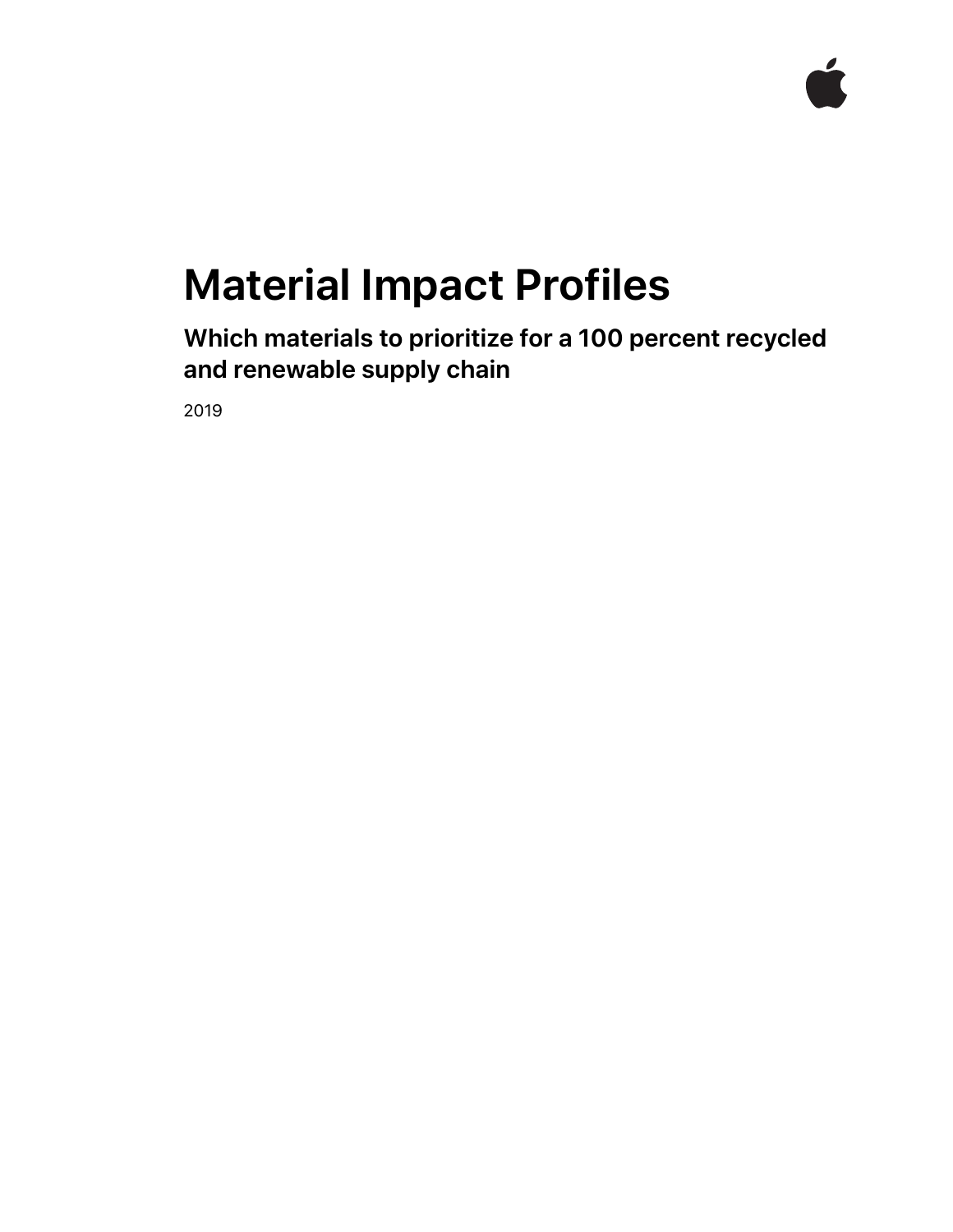# Material Impact Profiles

## Which materials to prioritize for a 100 percent recycled and renewable supply chain

2019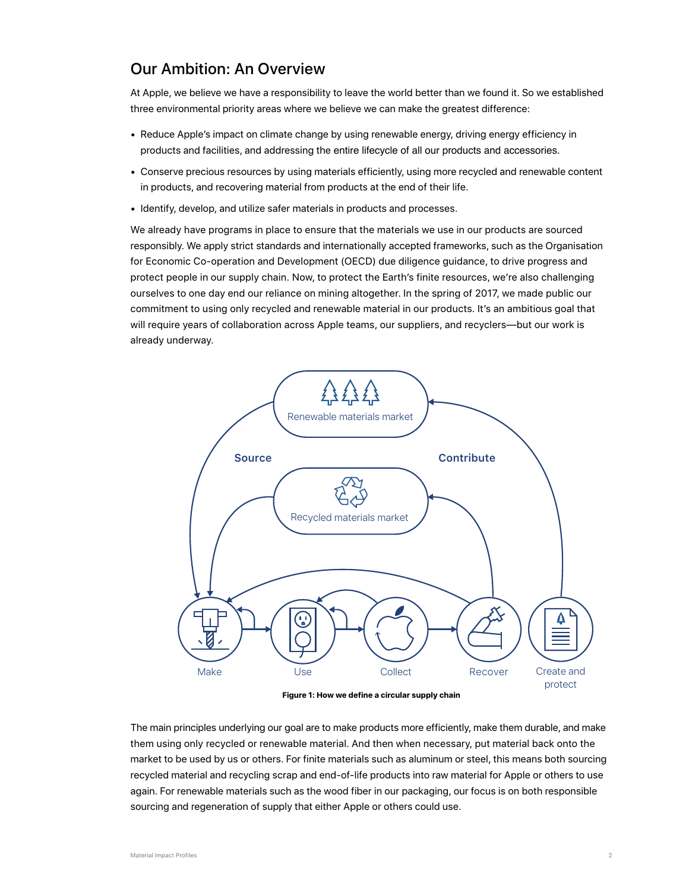## Our Ambition: An Overview

At Apple, we believe we have a responsibility to leave the world better than we found it. So we established three environmental priority areas where we believe we can make the greatest difference:

- Reduce Apple's impact on climate change by using renewable energy, driving energy efficiency in products and facilities, and addressing the entire lifecycle of all our products and accessories.
- Conserve precious resources by using materials efficiently, using more recycled and renewable content in products, and recovering material from products at the end of their life.
- Identify, develop, and utilize safer materials in products and processes.

We already have programs in place to ensure that the materials we use in our products are sourced responsibly. We apply strict standards and internationally accepted frameworks, such as the Organisation for Economic Co-operation and Development (OECD) due diligence guidance, to drive progress and protect people in our supply chain. Now, to protect the Earth's finite resources, we're also challenging ourselves to one day end our reliance on mining altogether. In the spring of 2017, we made public our commitment to using only recycled and renewable material in our products. It's an ambitious goal that will require years of collaboration across Apple teams, our suppliers, and recyclers—but our work is already underway.

Renewable materials market

Source

Contribute

Recycled materials market

Make Use Collect Recover Create and protect

**Figure 1: How we define a circular supply chain**

The main principles underlying our goal are to make products more efficiently, make them durable, and make them using only recycled or renewable material. And then when necessary, put material back onto the market to be used by us or others. For finite materials such as aluminum or steel, this means both sourcing recycled material and recycling scrap and end-of-life products into raw material for Apple or others to use again. For renewable materials such as the wood fiber in our packaging, our focus is on both responsible sourcing and regeneration of supply that either Apple or others could use.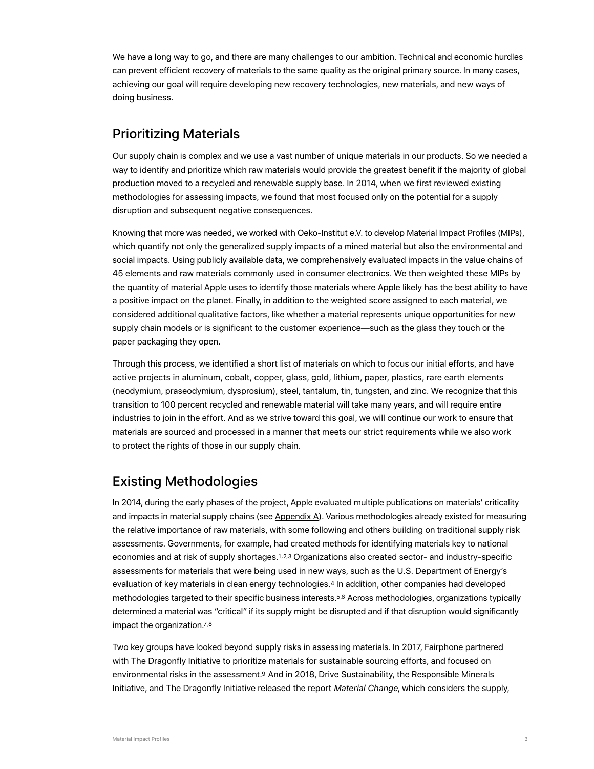We have a long way to go, and there are many challenges to our ambition. Technical and economic hurdles can prevent efficient recovery of materials to the same quality as the original primary source. In many cases, achieving our goal will require developing new recovery technologies, new materials, and new ways of doing business.

## Prioritizing Materials

Our supply chain is complex and we use a vast number of unique materials in our products. So we needed a way to identify and prioritize which raw materials would provide the greatest benefit if the majority of global production moved to a recycled and renewable supply base. In 2014, when we first reviewed existing methodologies for assessing impacts, we found that most focused only on the potential for a supply disruption and subsequent negative consequences.

Knowing that more was needed, we worked with Oeko-Institut e.V. to develop Material Impact Profiles (MIPs), which quantify not only the generalized supply impacts of a mined material but also the environmental and social impacts. Using publicly available data, we comprehensively evaluated impacts in the value chains of 45 elements and raw materials commonly used in consumer electronics. We then weighted these MIPs by the quantity of material Apple uses to identify those materials where Apple likely has the best ability to have a positive impact on the planet. Finally, in addition to the weighted score assigned to each material, we considered additional qualitative factors, like whether a material represents unique opportunities for new supply chain models or is significant to the customer experience—such as the glass they touch or the paper packaging they open.

Through this process, we identified a short list of materials on which to focus our initial efforts, and have active projects in aluminum, cobalt, copper, glass, gold, lithium, paper, plastics, rare earth elements (neodymium, praseodymium, dysprosium), steel, tantalum, tin, tungsten, and zinc. We recognize that this transition to 100 percent recycled and renewable material will take many years, and will require entire industries to join in the effort. And as we strive toward this goal, we will continue our work to ensure that materials are sourced and processed in a manner that meets our strict requirements while we also work to protect the rights of those in our supply chain.

## Existing Methodologies

In 2014, during the early phases of the project, Apple evaluated multiple publications on materials' criticality and impacts in material supply chains (see Appendix A). Various methodologies already existed for measuring the relative importance of raw materials, with some following and others building on traditional supply risk assessments. Governments, for example, had created methods for identifying materials key to national economies and at risk of supply shortages.[1,2,3] Organizations also created sector- and industry-specific assessments for materials that were being used in new ways, such as the U.S. Department of Energy's evaluation of key materials in clean energy technologies.[4] In addition, other companies had developed methodologies targeted to their specific business interests.[5,6] Across methodologies, organizations typically determined a material was "critical" if its supply might be disrupted and if that disruption would significantly impact the organization.[7,8]

Two key groups have looked beyond supply risks in assessing materials. In 2017, Fairphone partnered with The Dragonfly Initiative to prioritize materials for sustainable sourcing efforts, and focused on environmental risks in the assessment.[9] And in 2018, Drive Sustainability, the Responsible Minerals Initiative, and The Dragonfly Initiative released the report *Material Change*, which considers the supply,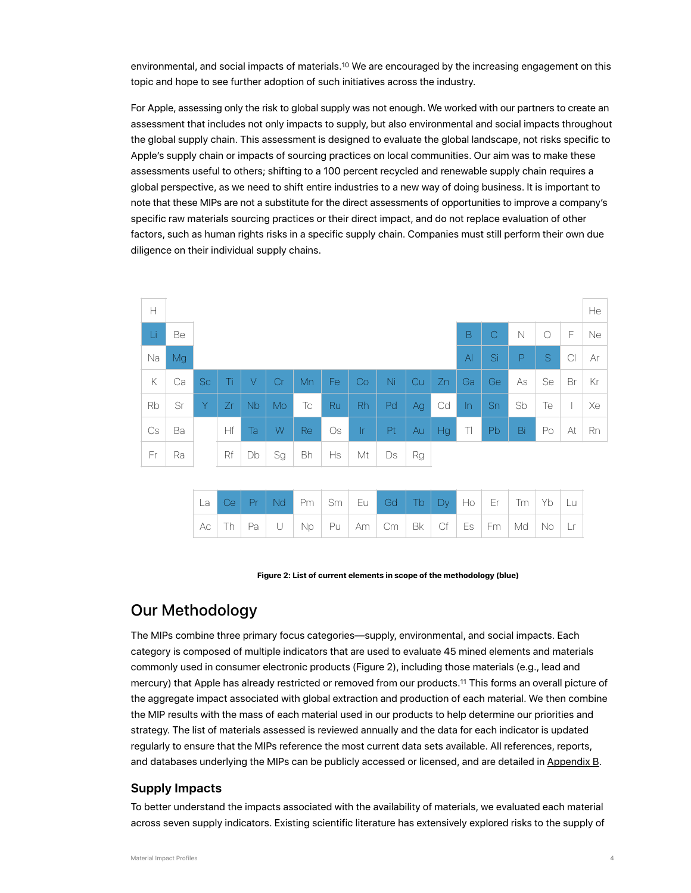environmental, and social impacts of materials.[10] We are encouraged by the increasing engagement on this topic and hope to see further adoption of such initiatives across the industry.

For Apple, assessing only the risk to global supply was not enough. We worked with our partners to create an assessment that includes not only impacts to supply, but also environmental and social impacts throughout the global supply chain. This assessment is designed to evaluate the global landscape, not risks specific to Apple's supply chain or impacts of sourcing practices on local communities. Our aim was to make these assessments useful to others; shifting to a 100 percent recycled and renewable supply chain requires a global perspective, as we need to shift entire industries to a new way of doing business. It is important to note that these MIPs are not a substitute for the direct assessments of opportunities to improve a company's specific raw materials sourcing practices or their direct impact, and do not replace evaluation of other factors, such as human rights risks in a specific supply chain. Companies must still perform their own due diligence on their individual supply chains.

| H | | | | | | | | | | | | | | | | | He |
|---|---|---|---|---|---|---|---|---|---|---|---|---|---|---|---|---|---|
| **Li** | Be | | | | | | | | | | | **B** | **C** | N | O | F | Ne |
| Na | **Mg** | | | | | | | | | | | **Al** | **Si** | **P** | **S** | Cl | Ar |
| K | Ca | **Sc** | **Ti** | **V** | **Cr** | **Mn** | **Fe** | **Co** | **Ni** | **Cu** | **Zn** | **Ga** | **Ge** | As | Se | Br | Kr |
| Rb | Sr | **Y** | **Zr** | **Nb** | **Mo** | Tc | **Ru** | **Rh** | **Pd** | **Ag** | Cd | **In** | **Sn** | Sb | Te | I | Xe |
| Cs | Ba | | Hf | **Ta** | **W** | **Re** | Os | **Ir** | **Pt** | **Au** | **Hg** | Tl | **Pb** | **Bi** | Po | At | Rn |
| Fr | Ra | | Rf | Db | Sg | Bh | Hs | Mt | Ds | Rg | | | | | | | |

| La | **Ce** | **Pr** | **Nd** | Pm | Sm | Eu | **Gd** | **Tb** | **Dy** | Ho | Er | Tm | Yb | Lu |
|---|---|---|---|---|---|---|---|---|---|---|---|---|---|---|
| Ac | Th | Pa | U | Np | Pu | Am | Cm | Bk | Cf | Es | Fm | Md | No | Lr |

**Figure 2: List of current elements in scope of the methodology (blue)**

## Our Methodology

The MIPs combine three primary focus categories—supply, environmental, and social impacts. Each category is composed of multiple indicators that are used to evaluate 45 mined elements and materials commonly used in consumer electronic products (Figure 2), including those materials (e.g., lead and mercury) that Apple has already restricted or removed from our products.[11] This forms an overall picture of the aggregate impact associated with global extraction and production of each material. We then combine the MIP results with the mass of each material used in our products to help determine our priorities and strategy. The list of materials assessed is reviewed annually and the data for each indicator is updated regularly to ensure that the MIPs reference the most current data sets available. All references, reports, and databases underlying the MIPs can be publicly accessed or licensed, and are detailed in Appendix B.

### Supply Impacts

To better understand the impacts associated with the availability of materials, we evaluated each material across seven supply indicators. Existing scientific literature has extensively explored risks to the supply of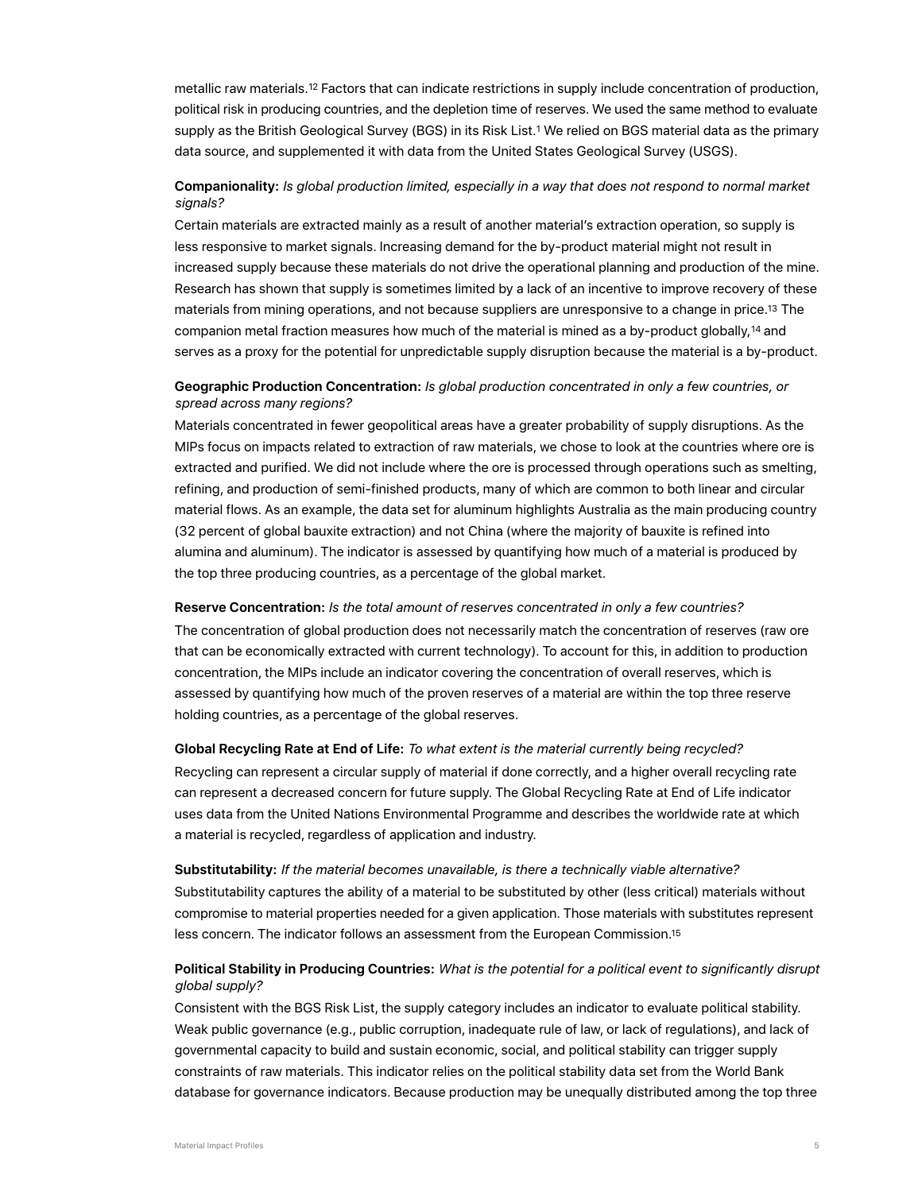metallic raw materials.[12] Factors that can indicate restrictions in supply include concentration of production, political risk in producing countries, and the depletion time of reserves. We used the same method to evaluate supply as the British Geological Survey (BGS) in its Risk List.[1] We relied on BGS material data as the primary data source, and supplemented it with data from the United States Geological Survey (USGS).

**Companionality:** *Is global production limited, especially in a way that does not respond to normal market signals?*

Certain materials are extracted mainly as a result of another material's extraction operation, so supply is less responsive to market signals. Increasing demand for the by-product material might not result in increased supply because these materials do not drive the operational planning and production of the mine. Research has shown that supply is sometimes limited by a lack of an incentive to improve recovery of these materials from mining operations, and not because suppliers are unresponsive to a change in price.[13] The companion metal fraction measures how much of the material is mined as a by-product globally,[14] and serves as a proxy for the potential for unpredictable supply disruption because the material is a by-product.

**Geographic Production Concentration:** *Is global production concentrated in only a few countries, or spread across many regions?*

Materials concentrated in fewer geopolitical areas have a greater probability of supply disruptions. As the MIPs focus on impacts related to extraction of raw materials, we chose to look at the countries where ore is extracted and purified. We did not include where the ore is processed through operations such as smelting, refining, and production of semi-finished products, many of which are common to both linear and circular material flows. As an example, the data set for aluminum highlights Australia as the main producing country (32 percent of global bauxite extraction) and not China (where the majority of bauxite is refined into alumina and aluminum). The indicator is assessed by quantifying how much of a material is produced by the top three producing countries, as a percentage of the global market.

**Reserve Concentration:** *Is the total amount of reserves concentrated in only a few countries?*

The concentration of global production does not necessarily match the concentration of reserves (raw ore that can be economically extracted with current technology). To account for this, in addition to production concentration, the MIPs include an indicator covering the concentration of overall reserves, which is assessed by quantifying how much of the proven reserves of a material are within the top three reserve holding countries, as a percentage of the global reserves.

**Global Recycling Rate at End of Life:** *To what extent is the material currently being recycled?*

Recycling can represent a circular supply of material if done correctly, and a higher overall recycling rate can represent a decreased concern for future supply. The Global Recycling Rate at End of Life indicator uses data from the United Nations Environmental Programme and describes the worldwide rate at which a material is recycled, regardless of application and industry.

**Substitutability:** *If the material becomes unavailable, is there a technically viable alternative?*

Substitutability captures the ability of a material to be substituted by other (less critical) materials without compromise to material properties needed for a given application. Those materials with substitutes represent less concern. The indicator follows an assessment from the European Commission.[15]

**Political Stability in Producing Countries:** *What is the potential for a political event to significantly disrupt global supply?*

Consistent with the BGS Risk List, the supply category includes an indicator to evaluate political stability. Weak public governance (e.g., public corruption, inadequate rule of law, or lack of regulations), and lack of governmental capacity to build and sustain economic, social, and political stability can trigger supply constraints of raw materials. This indicator relies on the political stability data set from the World Bank database for governance indicators. Because production may be unequally distributed among the top three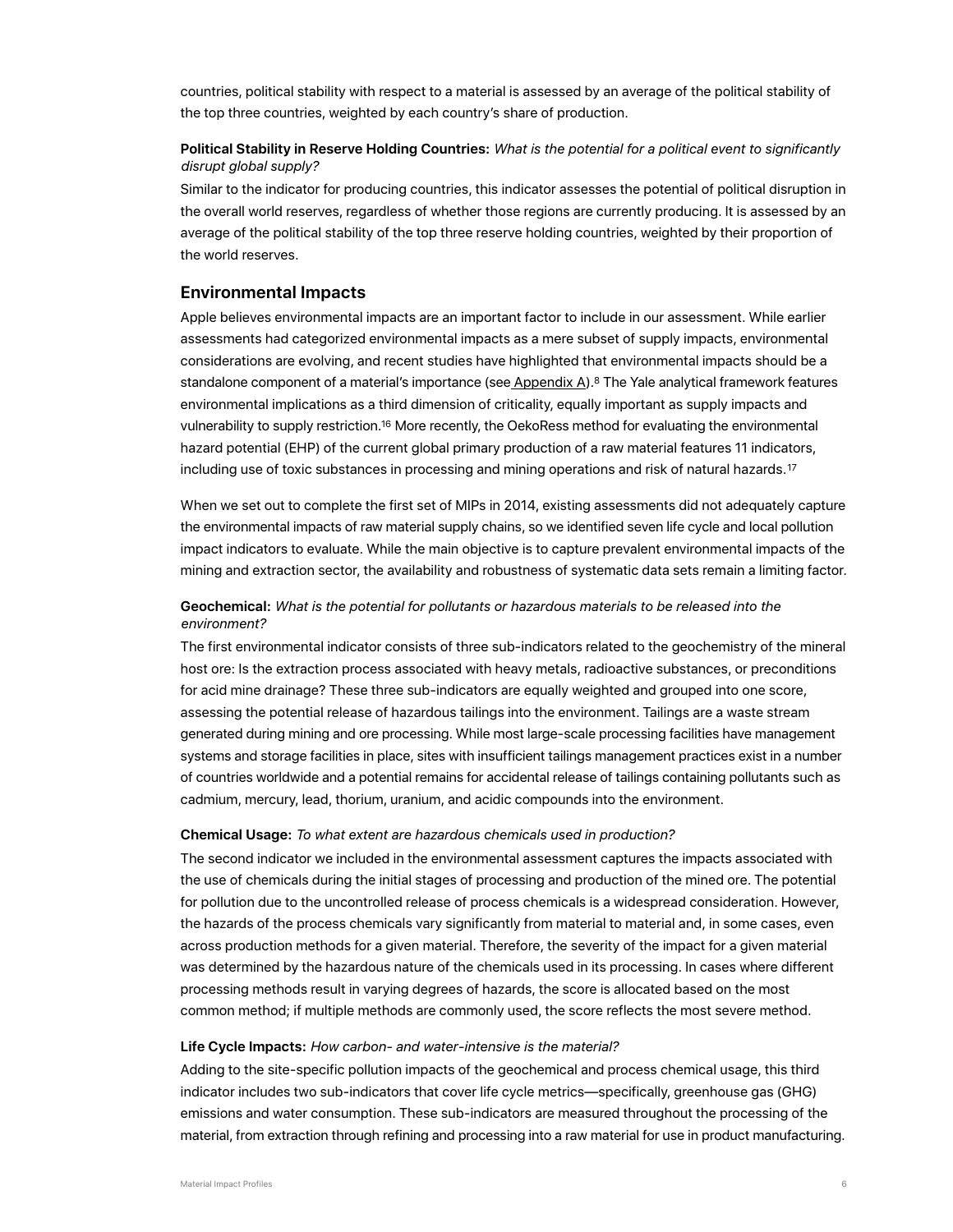countries, political stability with respect to a material is assessed by an average of the political stability of the top three countries, weighted by each country's share of production.

**Political Stability in Reserve Holding Countries:** *What is the potential for a political event to significantly disrupt global supply?*

Similar to the indicator for producing countries, this indicator assesses the potential of political disruption in the overall world reserves, regardless of whether those regions are currently producing. It is assessed by an average of the political stability of the top three reserve holding countries, weighted by their proportion of the world reserves.

## Environmental Impacts

Apple believes environmental impacts are an important factor to include in our assessment. While earlier assessments had categorized environmental impacts as a mere subset of supply impacts, environmental considerations are evolving, and recent studies have highlighted that environmental impacts should be a standalone component of a material's importance (see Appendix A).[8] The Yale analytical framework features environmental implications as a third dimension of criticality, equally important as supply impacts and vulnerability to supply restriction.[16] More recently, the OekoRess method for evaluating the environmental hazard potential (EHP) of the current global primary production of a raw material features 11 indicators, including use of toxic substances in processing and mining operations and risk of natural hazards.[17]

When we set out to complete the first set of MIPs in 2014, existing assessments did not adequately capture the environmental impacts of raw material supply chains, so we identified seven life cycle and local pollution impact indicators to evaluate. While the main objective is to capture prevalent environmental impacts of the mining and extraction sector, the availability and robustness of systematic data sets remain a limiting factor.

**Geochemical:** *What is the potential for pollutants or hazardous materials to be released into the environment?*

The first environmental indicator consists of three sub-indicators related to the geochemistry of the mineral host ore: Is the extraction process associated with heavy metals, radioactive substances, or preconditions for acid mine drainage? These three sub-indicators are equally weighted and grouped into one score, assessing the potential release of hazardous tailings into the environment. Tailings are a waste stream generated during mining and ore processing. While most large-scale processing facilities have management systems and storage facilities in place, sites with insufficient tailings management practices exist in a number of countries worldwide and a potential remains for accidental release of tailings containing pollutants such as cadmium, mercury, lead, thorium, uranium, and acidic compounds into the environment.

**Chemical Usage:** *To what extent are hazardous chemicals used in production?*

The second indicator we included in the environmental assessment captures the impacts associated with the use of chemicals during the initial stages of processing and production of the mined ore. The potential for pollution due to the uncontrolled release of process chemicals is a widespread consideration. However, the hazards of the process chemicals vary significantly from material to material and, in some cases, even across production methods for a given material. Therefore, the severity of the impact for a given material was determined by the hazardous nature of the chemicals used in its processing. In cases where different processing methods result in varying degrees of hazards, the score is allocated based on the most common method; if multiple methods are commonly used, the score reflects the most severe method.

**Life Cycle Impacts:** *How carbon- and water-intensive is the material?*

Adding to the site-specific pollution impacts of the geochemical and process chemical usage, this third indicator includes two sub-indicators that cover life cycle metrics—specifically, greenhouse gas (GHG) emissions and water consumption. These sub-indicators are measured throughout the processing of the material, from extraction through refining and processing into a raw material for use in product manufacturing.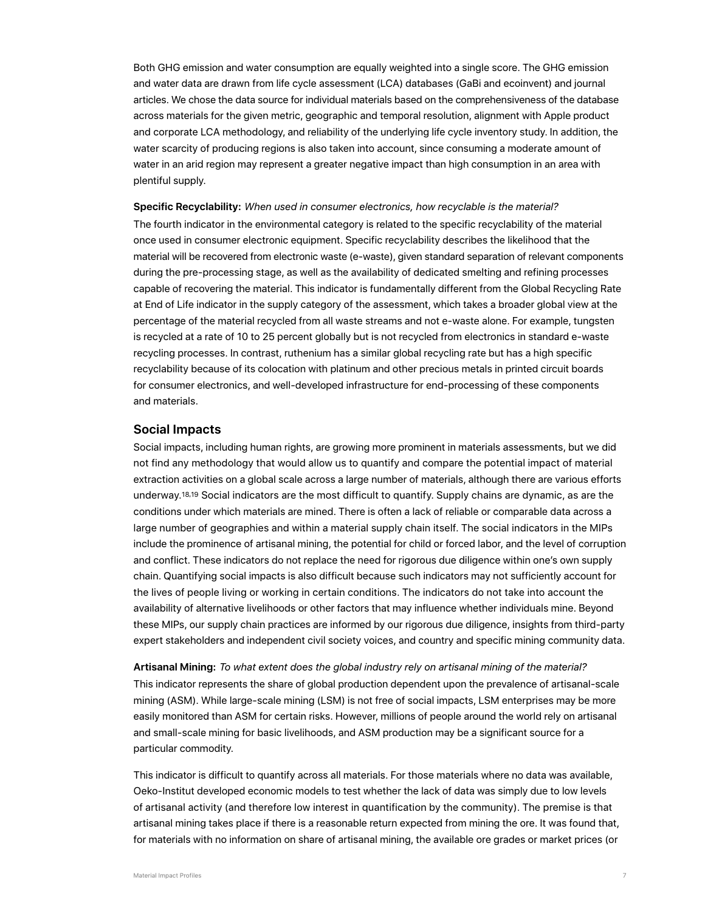Both GHG emission and water consumption are equally weighted into a single score. The GHG emission and water data are drawn from life cycle assessment (LCA) databases (GaBi and ecoinvent) and journal articles. We chose the data source for individual materials based on the comprehensiveness of the database across materials for the given metric, geographic and temporal resolution, alignment with Apple product and corporate LCA methodology, and reliability of the underlying life cycle inventory study. In addition, the water scarcity of producing regions is also taken into account, since consuming a moderate amount of water in an arid region may represent a greater negative impact than high consumption in an area with plentiful supply.

**Specific Recyclability:** *When used in consumer electronics, how recyclable is the material?*
The fourth indicator in the environmental category is related to the specific recyclability of the material once used in consumer electronic equipment. Specific recyclability describes the likelihood that the material will be recovered from electronic waste (e-waste), given standard separation of relevant components during the pre-processing stage, as well as the availability of dedicated smelting and refining processes capable of recovering the material. This indicator is fundamentally different from the Global Recycling Rate at End of Life indicator in the supply category of the assessment, which takes a broader global view at the percentage of the material recycled from all waste streams and not e-waste alone. For example, tungsten is recycled at a rate of 10 to 25 percent globally but is not recycled from electronics in standard e-waste recycling processes. In contrast, ruthenium has a similar global recycling rate but has a high specific recyclability because of its colocation with platinum and other precious metals in printed circuit boards for consumer electronics, and well-developed infrastructure for end-processing of these components and materials.

## Social Impacts

Social impacts, including human rights, are growing more prominent in materials assessments, but we did not find any methodology that would allow us to quantify and compare the potential impact of material extraction activities on a global scale across a large number of materials, although there are various efforts underway.[18,19] Social indicators are the most difficult to quantify. Supply chains are dynamic, as are the conditions under which materials are mined. There is often a lack of reliable or comparable data across a large number of geographies and within a material supply chain itself. The social indicators in the MIPs include the prominence of artisanal mining, the potential for child or forced labor, and the level of corruption and conflict. These indicators do not replace the need for rigorous due diligence within one's own supply chain. Quantifying social impacts is also difficult because such indicators may not sufficiently account for the lives of people living or working in certain conditions. The indicators do not take into account the availability of alternative livelihoods or other factors that may influence whether individuals mine. Beyond these MIPs, our supply chain practices are informed by our rigorous due diligence, insights from third-party expert stakeholders and independent civil society voices, and country and specific mining community data.

**Artisanal Mining:** *To what extent does the global industry rely on artisanal mining of the material?*
This indicator represents the share of global production dependent upon the prevalence of artisanal-scale mining (ASM). While large-scale mining (LSM) is not free of social impacts, LSM enterprises may be more easily monitored than ASM for certain risks. However, millions of people around the world rely on artisanal and small-scale mining for basic livelihoods, and ASM production may be a significant source for a particular commodity.

This indicator is difficult to quantify across all materials. For those materials where no data was available, Oeko-Institut developed economic models to test whether the lack of data was simply due to low levels of artisanal activity (and therefore low interest in quantification by the community). The premise is that artisanal mining takes place if there is a reasonable return expected from mining the ore. It was found that, for materials with no information on share of artisanal mining, the available ore grades or market prices (or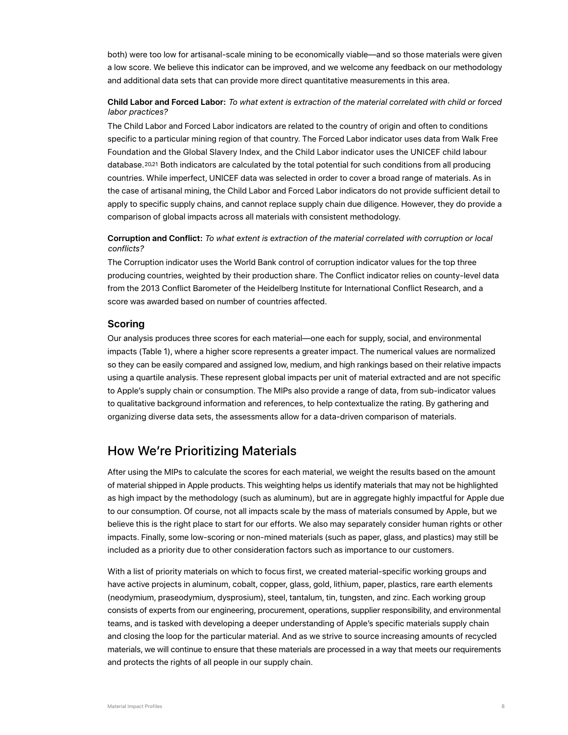both) were too low for artisanal-scale mining to be economically viable—and so those materials were given a low score. We believe this indicator can be improved, and we welcome any feedback on our methodology and additional data sets that can provide more direct quantitative measurements in this area.

**Child Labor and Forced Labor:** *To what extent is extraction of the material correlated with child or forced labor practices?*

The Child Labor and Forced Labor indicators are related to the country of origin and often to conditions specific to a particular mining region of that country. The Forced Labor indicator uses data from Walk Free Foundation and the Global Slavery Index, and the Child Labor indicator uses the UNICEF child labour database.[20,21] Both indicators are calculated by the total potential for such conditions from all producing countries. While imperfect, UNICEF data was selected in order to cover a broad range of materials. As in the case of artisanal mining, the Child Labor and Forced Labor indicators do not provide sufficient detail to apply to specific supply chains, and cannot replace supply chain due diligence. However, they do provide a comparison of global impacts across all materials with consistent methodology.

**Corruption and Conflict:** *To what extent is extraction of the material correlated with corruption or local conflicts?*

The Corruption indicator uses the World Bank control of corruption indicator values for the top three producing countries, weighted by their production share. The Conflict indicator relies on county-level data from the 2013 Conflict Barometer of the Heidelberg Institute for International Conflict Research, and a score was awarded based on number of countries affected.

### Scoring

Our analysis produces three scores for each material—one each for supply, social, and environmental impacts (Table 1), where a higher score represents a greater impact. The numerical values are normalized so they can be easily compared and assigned low, medium, and high rankings based on their relative impacts using a quartile analysis. These represent global impacts per unit of material extracted and are not specific to Apple's supply chain or consumption. The MIPs also provide a range of data, from sub-indicator values to qualitative background information and references, to help contextualize the rating. By gathering and organizing diverse data sets, the assessments allow for a data-driven comparison of materials.

## How We're Prioritizing Materials

After using the MIPs to calculate the scores for each material, we weight the results based on the amount of material shipped in Apple products. This weighting helps us identify materials that may not be highlighted as high impact by the methodology (such as aluminum), but are in aggregate highly impactful for Apple due to our consumption. Of course, not all impacts scale by the mass of materials consumed by Apple, but we believe this is the right place to start for our efforts. We also may separately consider human rights or other impacts. Finally, some low-scoring or non-mined materials (such as paper, glass, and plastics) may still be included as a priority due to other consideration factors such as importance to our customers.

With a list of priority materials on which to focus first, we created material-specific working groups and have active projects in aluminum, cobalt, copper, glass, gold, lithium, paper, plastics, rare earth elements (neodymium, praseodymium, dysprosium), steel, tantalum, tin, tungsten, and zinc. Each working group consists of experts from our engineering, procurement, operations, supplier responsibility, and environmental teams, and is tasked with developing a deeper understanding of Apple's specific materials supply chain and closing the loop for the particular material. And as we strive to source increasing amounts of recycled materials, we will continue to ensure that these materials are processed in a way that meets our requirements and protects the rights of all people in our supply chain.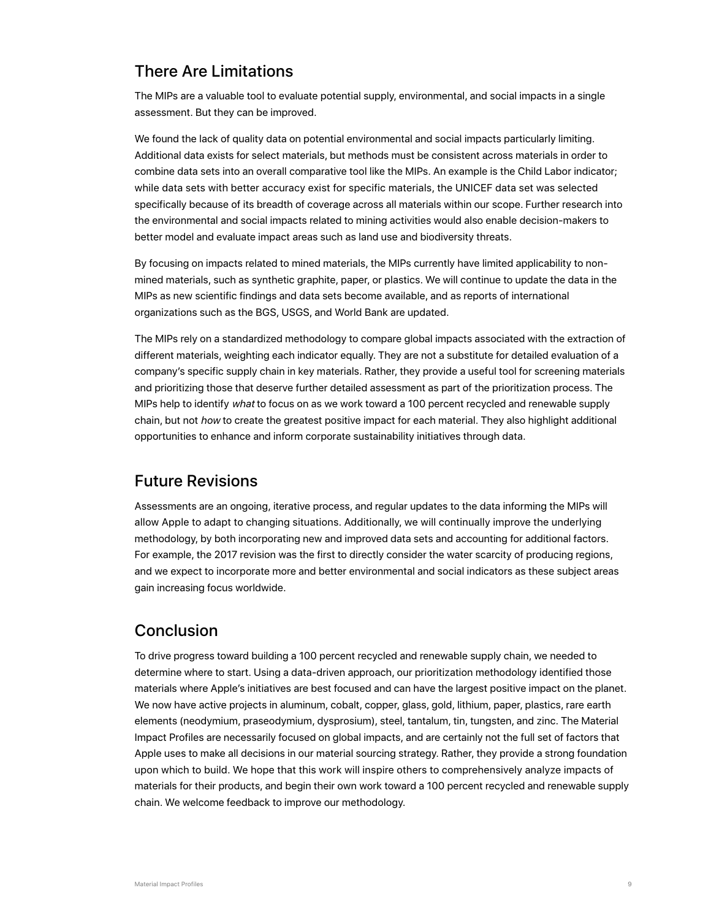## There Are Limitations

The MIPs are a valuable tool to evaluate potential supply, environmental, and social impacts in a single assessment. But they can be improved.

We found the lack of quality data on potential environmental and social impacts particularly limiting. Additional data exists for select materials, but methods must be consistent across materials in order to combine data sets into an overall comparative tool like the MIPs. An example is the Child Labor indicator; while data sets with better accuracy exist for specific materials, the UNICEF data set was selected specifically because of its breadth of coverage across all materials within our scope. Further research into the environmental and social impacts related to mining activities would also enable decision-makers to better model and evaluate impact areas such as land use and biodiversity threats.

By focusing on impacts related to mined materials, the MIPs currently have limited applicability to non-mined materials, such as synthetic graphite, paper, or plastics. We will continue to update the data in the MIPs as new scientific findings and data sets become available, and as reports of international organizations such as the BGS, USGS, and World Bank are updated.

The MIPs rely on a standardized methodology to compare global impacts associated with the extraction of different materials, weighting each indicator equally. They are not a substitute for detailed evaluation of a company's specific supply chain in key materials. Rather, they provide a useful tool for screening materials and prioritizing those that deserve further detailed assessment as part of the prioritization process. The MIPs help to identify *what* to focus on as we work toward a 100 percent recycled and renewable supply chain, but not *how* to create the greatest positive impact for each material. They also highlight additional opportunities to enhance and inform corporate sustainability initiatives through data.

## Future Revisions

Assessments are an ongoing, iterative process, and regular updates to the data informing the MIPs will allow Apple to adapt to changing situations. Additionally, we will continually improve the underlying methodology, by both incorporating new and improved data sets and accounting for additional factors. For example, the 2017 revision was the first to directly consider the water scarcity of producing regions, and we expect to incorporate more and better environmental and social indicators as these subject areas gain increasing focus worldwide.

## Conclusion

To drive progress toward building a 100 percent recycled and renewable supply chain, we needed to determine where to start. Using a data-driven approach, our prioritization methodology identified those materials where Apple's initiatives are best focused and can have the largest positive impact on the planet. We now have active projects in aluminum, cobalt, copper, glass, gold, lithium, paper, plastics, rare earth elements (neodymium, praseodymium, dysprosium), steel, tantalum, tin, tungsten, and zinc. The Material Impact Profiles are necessarily focused on global impacts, and are certainly not the full set of factors that Apple uses to make all decisions in our material sourcing strategy. Rather, they provide a strong foundation upon which to build. We hope that this work will inspire others to comprehensively analyze impacts of materials for their products, and begin their own work toward a 100 percent recycled and renewable supply chain. We welcome feedback to improve our methodology.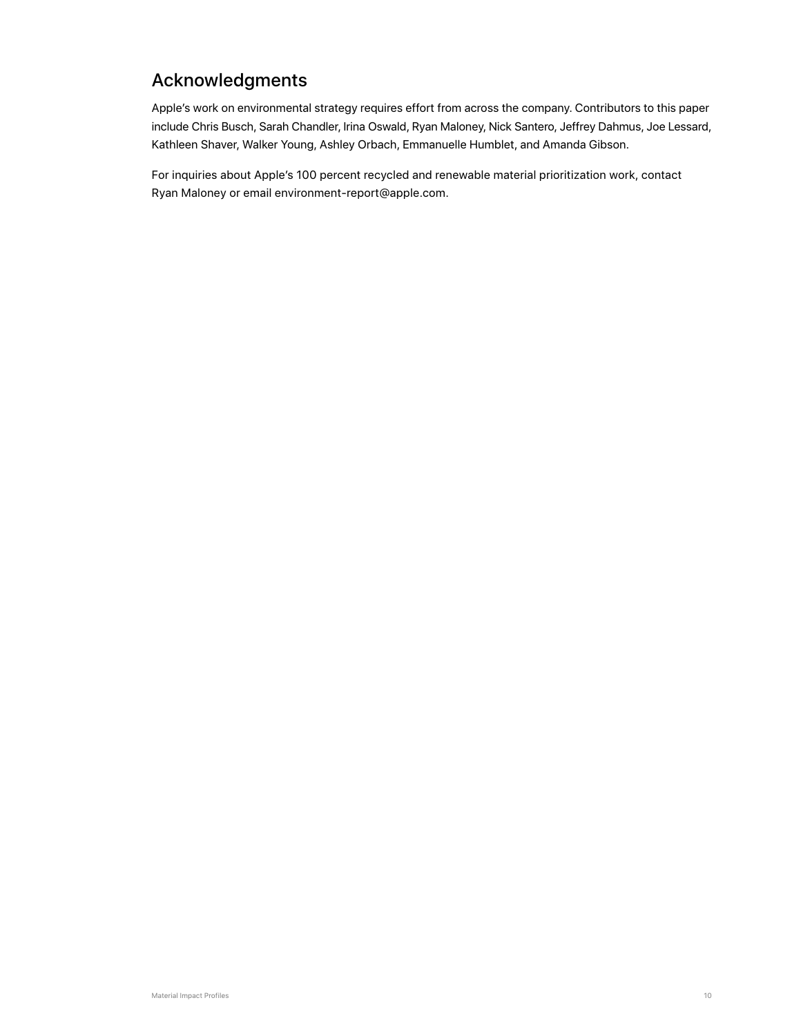## Acknowledgments

Apple's work on environmental strategy requires effort from across the company. Contributors to this paper include Chris Busch, Sarah Chandler, Irina Oswald, Ryan Maloney, Nick Santero, Jeffrey Dahmus, Joe Lessard, Kathleen Shaver, Walker Young, Ashley Orbach, Emmanuelle Humblet, and Amanda Gibson.

For inquiries about Apple's 100 percent recycled and renewable material prioritization work, contact Ryan Maloney or email environment-report@apple.com.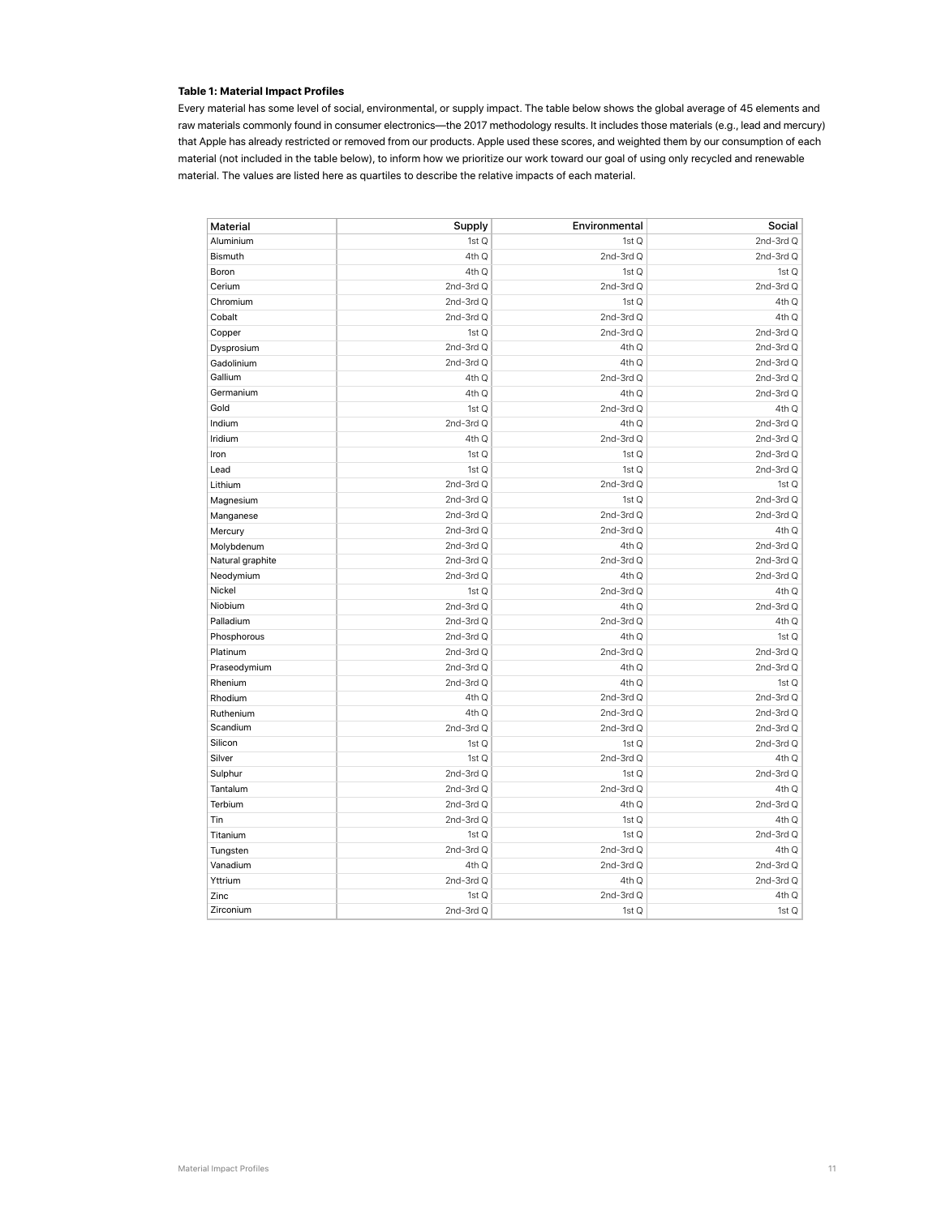**Table 1: Material Impact Profiles**

Every material has some level of social, environmental, or supply impact. The table below shows the global average of 45 elements and raw materials commonly found in consumer electronics—the 2017 methodology results. It includes those materials (e.g., lead and mercury) that Apple has already restricted or removed from our products. Apple used these scores, and weighted them by our consumption of each material (not included in the table below), to inform how we prioritize our work toward our goal of using only recycled and renewable material. The values are listed here as quartiles to describe the relative impacts of each material.

| Material | Supply | Environmental | Social |
|---|---|---|---|
| Aluminium | 1st Q | 1st Q | 2nd-3rd Q |
| Bismuth | 4th Q | 2nd-3rd Q | 2nd-3rd Q |
| Boron | 4th Q | 1st Q | 1st Q |
| Cerium | 2nd-3rd Q | 2nd-3rd Q | 2nd-3rd Q |
| Chromium | 2nd-3rd Q | 1st Q | 4th Q |
| Cobalt | 2nd-3rd Q | 2nd-3rd Q | 4th Q |
| Copper | 1st Q | 2nd-3rd Q | 2nd-3rd Q |
| Dysprosium | 2nd-3rd Q | 4th Q | 2nd-3rd Q |
| Gadolinium | 2nd-3rd Q | 4th Q | 2nd-3rd Q |
| Gallium | 4th Q | 2nd-3rd Q | 2nd-3rd Q |
| Germanium | 4th Q | 4th Q | 2nd-3rd Q |
| Gold | 1st Q | 2nd-3rd Q | 4th Q |
| Indium | 2nd-3rd Q | 4th Q | 2nd-3rd Q |
| Iridium | 4th Q | 2nd-3rd Q | 2nd-3rd Q |
| Iron | 1st Q | 1st Q | 2nd-3rd Q |
| Lead | 1st Q | 1st Q | 2nd-3rd Q |
| Lithium | 2nd-3rd Q | 2nd-3rd Q | 1st Q |
| Magnesium | 2nd-3rd Q | 1st Q | 2nd-3rd Q |
| Manganese | 2nd-3rd Q | 2nd-3rd Q | 2nd-3rd Q |
| Mercury | 2nd-3rd Q | 2nd-3rd Q | 4th Q |
| Molybdenum | 2nd-3rd Q | 4th Q | 2nd-3rd Q |
| Natural graphite | 2nd-3rd Q | 2nd-3rd Q | 2nd-3rd Q |
| Neodymium | 2nd-3rd Q | 4th Q | 2nd-3rd Q |
| Nickel | 1st Q | 2nd-3rd Q | 4th Q |
| Niobium | 2nd-3rd Q | 4th Q | 2nd-3rd Q |
| Palladium | 2nd-3rd Q | 2nd-3rd Q | 4th Q |
| Phosphorous | 2nd-3rd Q | 4th Q | 1st Q |
| Platinum | 2nd-3rd Q | 2nd-3rd Q | 2nd-3rd Q |
| Praseodymium | 2nd-3rd Q | 4th Q | 2nd-3rd Q |
| Rhenium | 2nd-3rd Q | 4th Q | 1st Q |
| Rhodium | 4th Q | 2nd-3rd Q | 2nd-3rd Q |
| Ruthenium | 4th Q | 2nd-3rd Q | 2nd-3rd Q |
| Scandium | 2nd-3rd Q | 2nd-3rd Q | 2nd-3rd Q |
| Silicon | 1st Q | 1st Q | 2nd-3rd Q |
| Silver | 1st Q | 2nd-3rd Q | 4th Q |
| Sulphur | 2nd-3rd Q | 1st Q | 2nd-3rd Q |
| Tantalum | 2nd-3rd Q | 2nd-3rd Q | 4th Q |
| Terbium | 2nd-3rd Q | 4th Q | 2nd-3rd Q |
| Tin | 2nd-3rd Q | 1st Q | 4th Q |
| Titanium | 1st Q | 1st Q | 2nd-3rd Q |
| Tungsten | 2nd-3rd Q | 2nd-3rd Q | 4th Q |
| Vanadium | 4th Q | 2nd-3rd Q | 2nd-3rd Q |
| Yttrium | 2nd-3rd Q | 4th Q | 2nd-3rd Q |
| Zinc | 1st Q | 2nd-3rd Q | 4th Q |
| Zirconium | 2nd-3rd Q | 1st Q | 1st Q |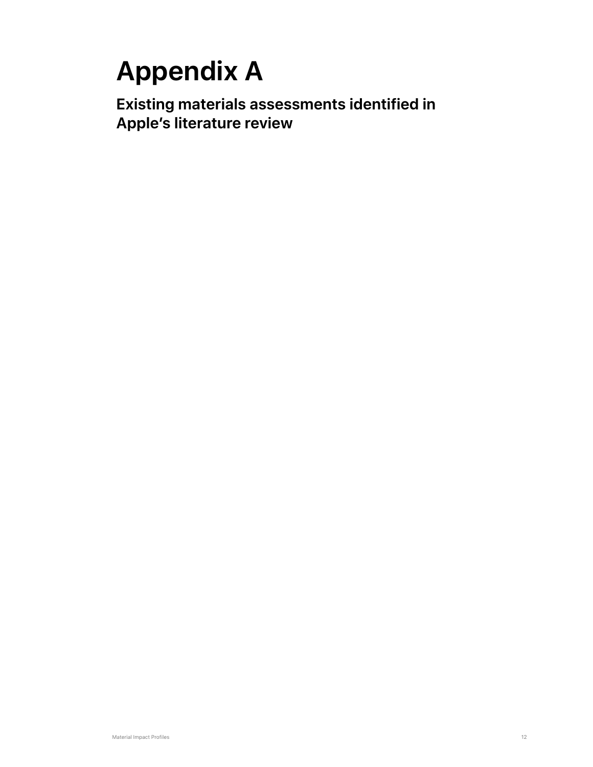# Appendix A

## Existing materials assessments identified in Apple's literature review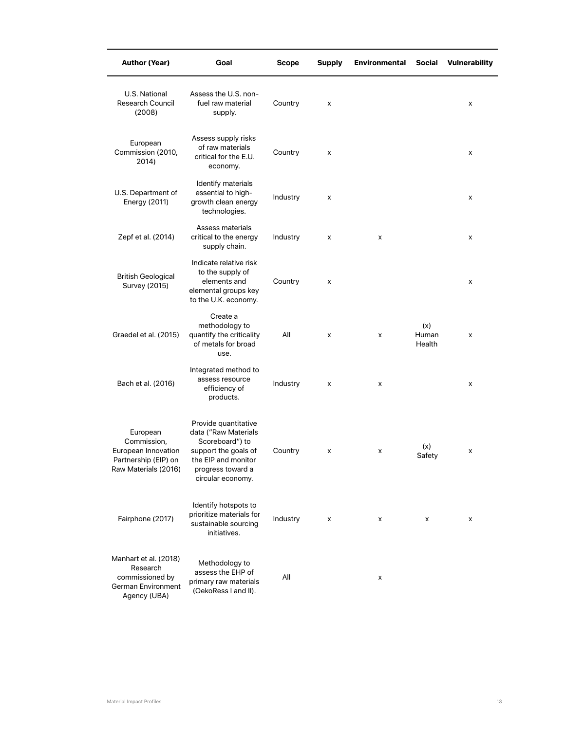| Author (Year) | Goal | Scope | Supply | Environmental | Social | Vulnerability |
|---|---|---|---|---|---|---|
| U.S. National Research Council (2008) | Assess the U.S. non-fuel raw material supply. | Country | x | | | x |
| European Commission (2010, 2014) | Assess supply risks of raw materials critical for the E.U. economy. | Country | x | | | x |
| U.S. Department of Energy (2011) | Identify materials essential to high-growth clean energy technologies. | Industry | x | | | x |
| Zepf et al. (2014) | Assess materials critical to the energy supply chain. | Industry | x | x | | x |
| British Geological Survey (2015) | Indicate relative risk to the supply of elements and elemental groups key to the U.K. economy. | Country | x | | | x |
| Graedel et al. (2015) | Create a methodology to quantify the criticality of metals for broad use. | All | x | x | (x) Human Health | x |
| Bach et al. (2016) | Integrated method to assess resource efficiency of products. | Industry | x | x | | x |
| European Commission, European Innovation Partnership (EIP) on Raw Materials (2016) | Provide quantitative data ("Raw Materials Scoreboard") to support the goals of the EIP and monitor progress toward a circular economy. | Country | x | x | (x) Safety | x |
| Fairphone (2017) | Identify hotspots to prioritize materials for sustainable sourcing initiatives. | Industry | x | x | x | x |
| Manhart et al. (2018) Research commissioned by German Environment Agency (UBA) | Methodology to assess the EHP of primary raw materials (OekoRess I and II). | All | | x | | |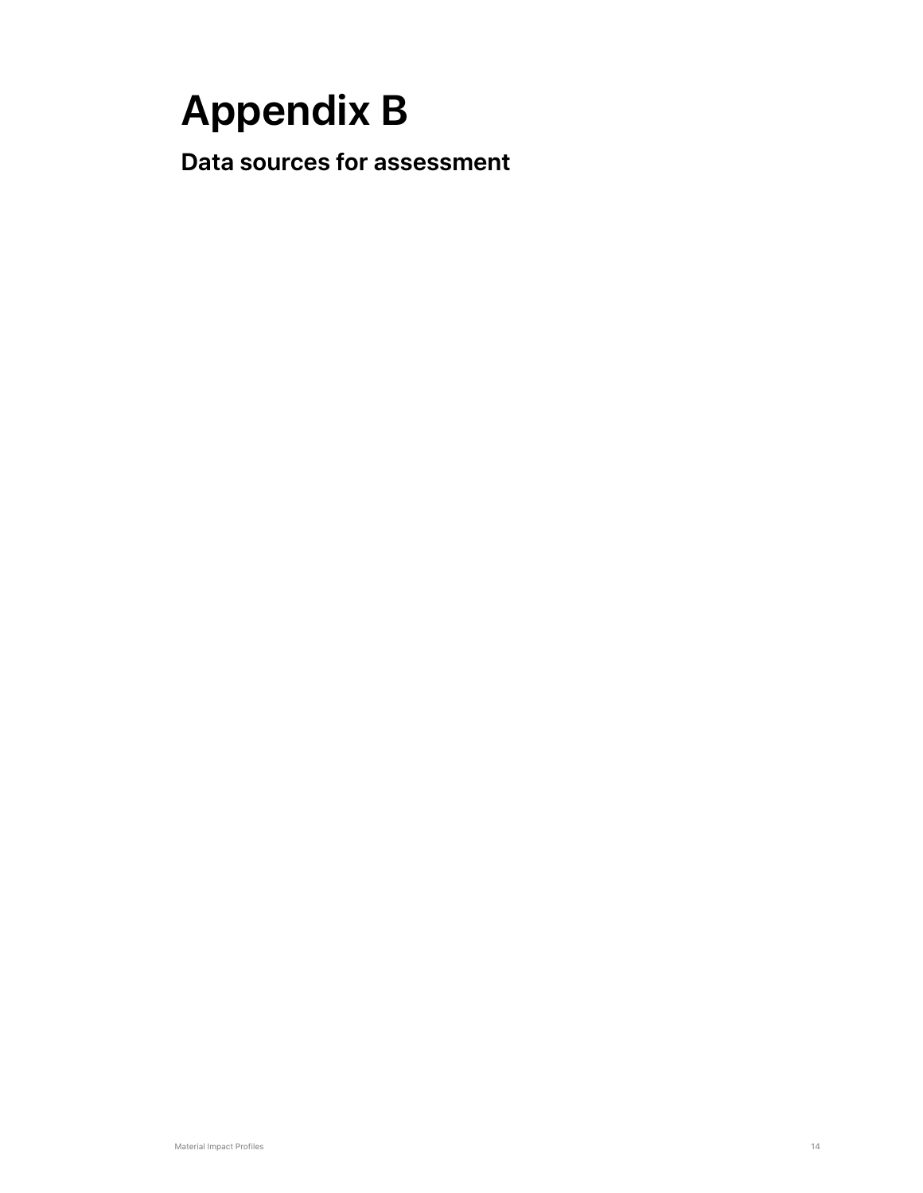# Appendix B

## Data sources for assessment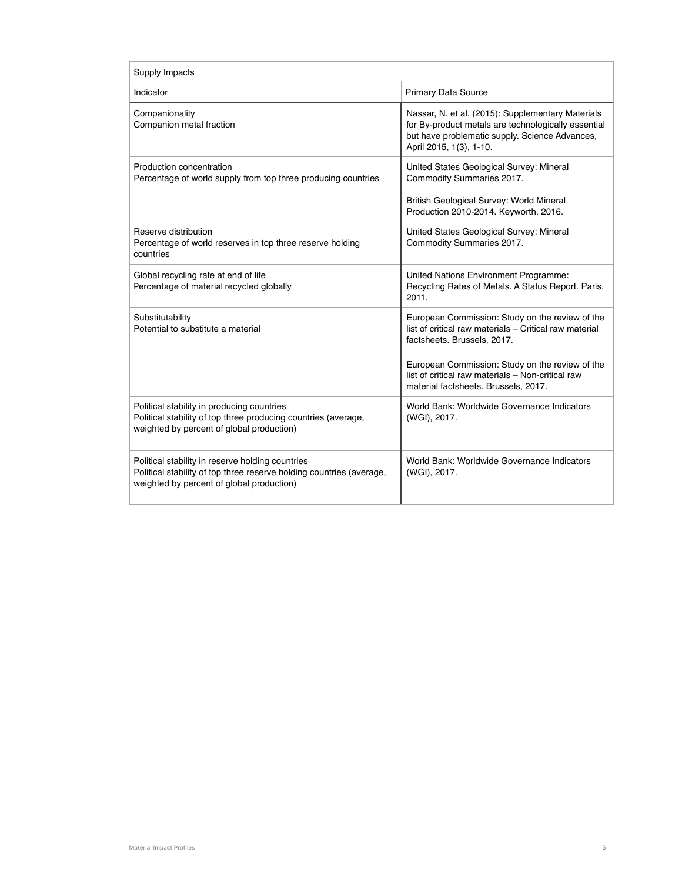| Supply Impacts | |
| --- | --- |
| Indicator | Primary Data Source |
| Companionality<br>Companion metal fraction | Nassar, N. et al. (2015): Supplementary Materials for By-product metals are technologically essential but have problematic supply. Science Advances, April 2015, 1(3), 1-10. |
| Production concentration<br>Percentage of world supply from top three producing countries | United States Geological Survey: Mineral Commodity Summaries 2017.<br><br>British Geological Survey: World Mineral Production 2010-2014. Keyworth, 2016. |
| Reserve distribution<br>Percentage of world reserves in top three reserve holding countries | United States Geological Survey: Mineral Commodity Summaries 2017. |
| Global recycling rate at end of life<br>Percentage of material recycled globally | United Nations Environment Programme: Recycling Rates of Metals. A Status Report. Paris, 2011. |
| Substitutability<br>Potential to substitute a material | European Commission: Study on the review of the list of critical raw materials – Critical raw material factsheets. Brussels, 2017.<br><br>European Commission: Study on the review of the list of critical raw materials – Non-critical raw material factsheets. Brussels, 2017. |
| Political stability in producing countries<br>Political stability of top three producing countries (average, weighted by percent of global production) | World Bank: Worldwide Governance Indicators (WGI), 2017. |
| Political stability in reserve holding countries<br>Political stability of top three reserve holding countries (average, weighted by percent of global production) | World Bank: Worldwide Governance Indicators (WGI), 2017. |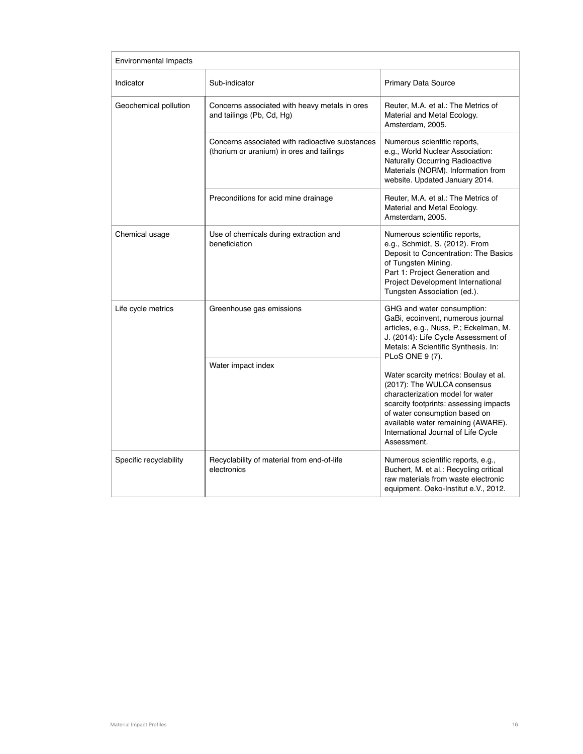| Environmental Impacts | | |
|---|---|---|
| Indicator | Sub-indicator | Primary Data Source |
| Geochemical pollution | Concerns associated with heavy metals in ores and tailings (Pb, Cd, Hg) | Reuter, M.A. et al.: The Metrics of Material and Metal Ecology. Amsterdam, 2005. |
| | Concerns associated with radioactive substances (thorium or uranium) in ores and tailings | Numerous scientific reports, e.g., World Nuclear Association: Naturally Occurring Radioactive Materials (NORM). Information from website. Updated January 2014. |
| | Preconditions for acid mine drainage | Reuter, M.A. et al.: The Metrics of Material and Metal Ecology. Amsterdam, 2005. |
| Chemical usage | Use of chemicals during extraction and beneficiation | Numerous scientific reports, e.g., Schmidt, S. (2012). From Deposit to Concentration: The Basics of Tungsten Mining. Part 1: Project Generation and Project Development International Tungsten Association (ed.). |
| Life cycle metrics | Greenhouse gas emissions | GHG and water consumption: GaBi, ecoinvent, numerous journal articles, e.g., Nuss, P.; Eckelman, M. J. (2014): Life Cycle Assessment of Metals: A Scientific Synthesis. In: PLoS ONE 9 (7).<br><br>Water scarcity metrics: Boulay et al. (2017): The WULCA consensus characterization model for water scarcity footprints: assessing impacts of water consumption based on available water remaining (AWARE). International Journal of Life Cycle Assessment. |
| | Water impact index | |
| Specific recyclability | Recyclability of material from end-of-life electronics | Numerous scientific reports, e.g., Buchert, M. et al.: Recycling critical raw materials from waste electronic equipment. Oeko-Institut e.V., 2012. |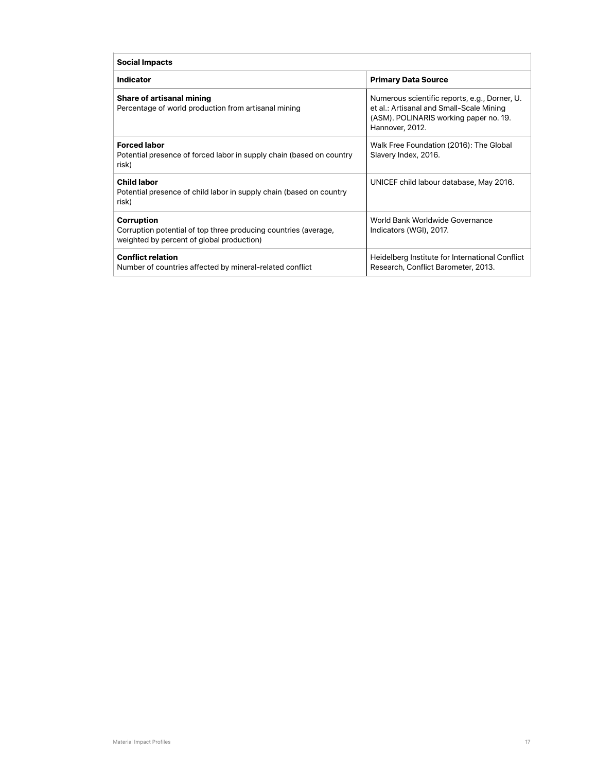| Social Impacts | |
|---|---|
| **Indicator** | **Primary Data Source** |
| **Share of artisanal mining**<br>Percentage of world production from artisanal mining | Numerous scientific reports, e.g., Dorner, U. et al.: Artisanal and Small-Scale Mining (ASM). POLINARIS working paper no. 19. Hannover, 2012. |
| **Forced labor**<br>Potential presence of forced labor in supply chain (based on country risk) | Walk Free Foundation (2016): The Global Slavery Index, 2016. |
| **Child labor**<br>Potential presence of child labor in supply chain (based on country risk) | UNICEF child labour database, May 2016. |
| **Corruption**<br>Corruption potential of top three producing countries (average, weighted by percent of global production) | World Bank Worldwide Governance Indicators (WGI), 2017. |
| **Conflict relation**<br>Number of countries affected by mineral-related conflict | Heidelberg Institute for International Conflict Research, Conflict Barometer, 2013. |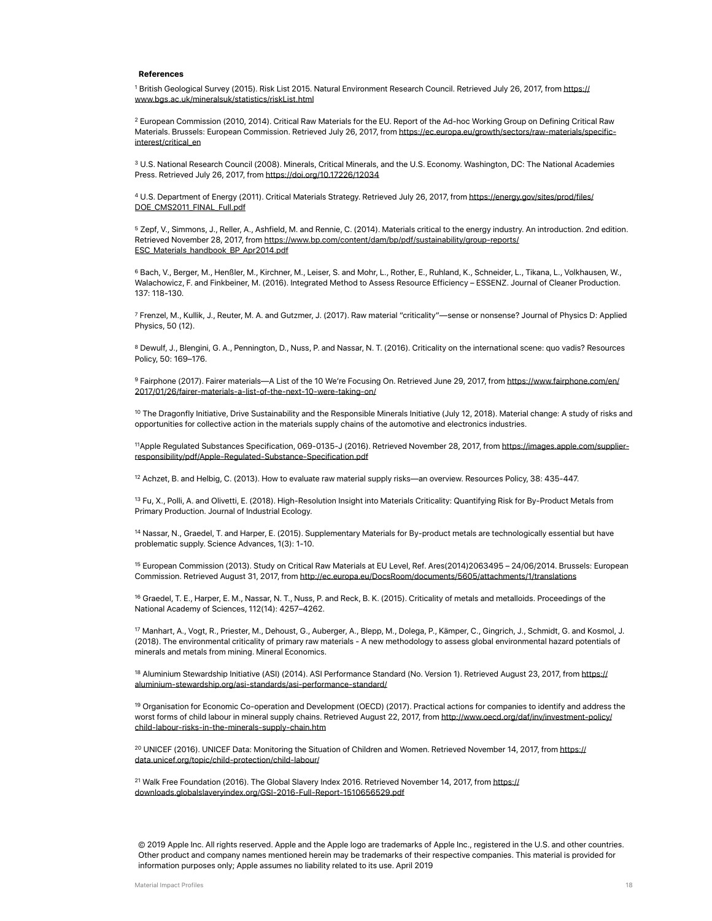**References**

[1] British Geological Survey (2015). Risk List 2015. Natural Environment Research Council. Retrieved July 26, 2017, from https://www.bgs.ac.uk/mineralsuk/statistics/riskList.html

[2] European Commission (2010, 2014). Critical Raw Materials for the EU. Report of the Ad-hoc Working Group on Defining Critical Raw Materials. Brussels: European Commission. Retrieved July 26, 2017, from https://ec.europa.eu/growth/sectors/raw-materials/specific-interest/critical_en

[3] U.S. National Research Council (2008). Minerals, Critical Minerals, and the U.S. Economy. Washington, DC: The National Academies Press. Retrieved July 26, 2017, from https://doi.org/10.17226/12034

[4] U.S. Department of Energy (2011). Critical Materials Strategy. Retrieved July 26, 2017, from https://energy.gov/sites/prod/files/DOE_CMS2011_FINAL_Full.pdf

[5] Zepf, V., Simmons, J., Reller, A., Ashfield, M. and Rennie, C. (2014). Materials critical to the energy industry. An introduction. 2nd edition. Retrieved November 28, 2017, from https://www.bp.com/content/dam/bp/pdf/sustainability/group-reports/ESC_Materials_handbook_BP_Apr2014.pdf

[6] Bach, V., Berger, M., Henßler, M., Kirchner, M., Leiser, S. and Mohr, L., Rother, E., Ruhland, K., Schneider, L., Tikana, L., Volkhausen, W., Walachowicz, F. and Finkbeiner, M. (2016). Integrated Method to Assess Resource Efficiency – ESSENZ. Journal of Cleaner Production. 137: 118-130.

[7] Frenzel, M., Kullik, J., Reuter, M. A. and Gutzmer, J. (2017). Raw material "criticality"—sense or nonsense? Journal of Physics D: Applied Physics, 50 (12).

[8] Dewulf, J., Blengini, G. A., Pennington, D., Nuss, P. and Nassar, N. T. (2016). Criticality on the international scene: quo vadis? Resources Policy, 50: 169–176.

[9] Fairphone (2017). Fairer materials—A List of the 10 We're Focusing On. Retrieved June 29, 2017, from https://www.fairphone.com/en/2017/01/26/fairer-materials-a-list-of-the-next-10-were-taking-on/

[10] The Dragonfly Initiative, Drive Sustainability and the Responsible Minerals Initiative (July 12, 2018). Material change: A study of risks and opportunities for collective action in the materials supply chains of the automotive and electronics industries.

[11] Apple Regulated Substances Specification, 069-0135-J (2016). Retrieved November 28, 2017, from https://images.apple.com/supplier-responsibility/pdf/Apple-Regulated-Substance-Specification.pdf

[12] Achzet, B. and Helbig, C. (2013). How to evaluate raw material supply risks—an overview. Resources Policy, 38: 435-447.

[13] Fu, X., Polli, A. and Olivetti, E. (2018). High-Resolution Insight into Materials Criticality: Quantifying Risk for By-Product Metals from Primary Production. Journal of Industrial Ecology.

[14] Nassar, N., Graedel, T. and Harper, E. (2015). Supplementary Materials for By-product metals are technologically essential but have problematic supply. Science Advances, 1(3): 1-10.

[15] European Commission (2013). Study on Critical Raw Materials at EU Level, Ref. Ares(2014)2063495 – 24/06/2014. Brussels: European Commission. Retrieved August 31, 2017, from http://ec.europa.eu/DocsRoom/documents/5605/attachments/1/translations

[16] Graedel, T. E., Harper, E. M., Nassar, N. T., Nuss, P. and Reck, B. K. (2015). Criticality of metals and metalloids. Proceedings of the National Academy of Sciences, 112(14): 4257–4262.

[17] Manhart, A., Vogt, R., Priester, M., Dehoust, G., Auberger, A., Blepp, M., Dolega, P., Kämper, C., Gingrich, J., Schmidt, G. and Kosmol, J. (2018). The environmental criticality of primary raw materials - A new methodology to assess global environmental hazard potentials of minerals and metals from mining. Mineral Economics.

[18] Aluminium Stewardship Initiative (ASI) (2014). ASI Performance Standard (No. Version 1). Retrieved August 23, 2017, from https://aluminium-stewardship.org/asi-standards/asi-performance-standard/

[19] Organisation for Economic Co-operation and Development (OECD) (2017). Practical actions for companies to identify and address the worst forms of child labour in mineral supply chains. Retrieved August 22, 2017, from http://www.oecd.org/daf/inv/investment-policy/child-labour-risks-in-the-minerals-supply-chain.htm

[20] UNICEF (2016). UNICEF Data: Monitoring the Situation of Children and Women. Retrieved November 14, 2017, from https://data.unicef.org/topic/child-protection/child-labour/

[21] Walk Free Foundation (2016). The Global Slavery Index 2016. Retrieved November 14, 2017, from https://downloads.globalslaveryindex.org/GSI-2016-Full-Report-1510656529.pdf

© 2019 Apple Inc. All rights reserved. Apple and the Apple logo are trademarks of Apple Inc., registered in the U.S. and other countries. Other product and company names mentioned herein may be trademarks of their respective companies. This material is provided for information purposes only; Apple assumes no liability related to its use. April 2019